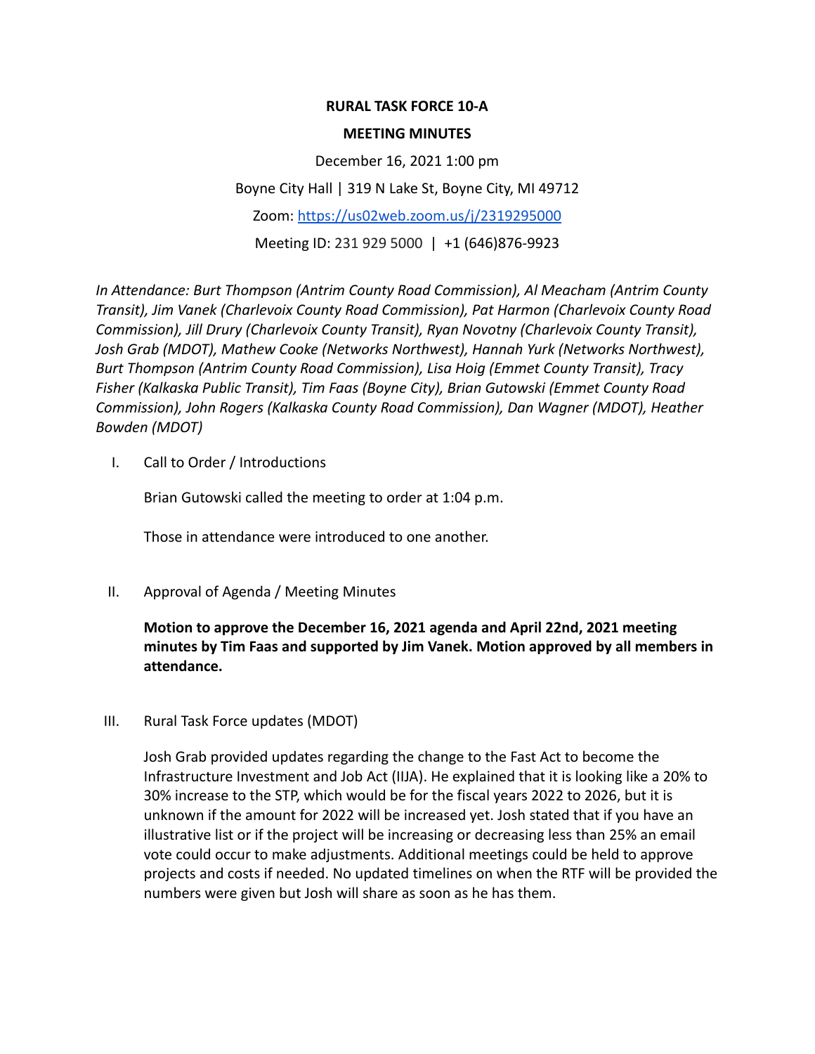**RURAL TASK FORCE 10-A**

**MEETING MINUTES**

December 16, 2021 1:00 pm

Boyne City Hall | 319 N Lake St, Boyne City, MI 49712

Zoom: https://us02web.zoom.us/j/2319295000

Meeting ID: 231 929 5000 | +1 (646)876-9923

*In Attendance: Burt Thompson (Antrim County Road Commission), Al Meacham (Antrim County Transit), Jim Vanek (Charlevoix County Road Commission), Pat Harmon (Charlevoix County Road Commission), Jill Drury (Charlevoix County Transit), Ryan Novotny (Charlevoix County Transit), Josh Grab (MDOT), Mathew Cooke (Networks Northwest), Hannah Yurk (Networks Northwest), Burt Thompson (Antrim County Road Commission), Lisa Hoig (Emmet County Transit), Tracy Fisher (Kalkaska Public Transit), Tim Faas (Boyne City), Brian Gutowski (Emmet County Road Commission), John Rogers (Kalkaska County Road Commission), Dan Wagner (MDOT), Heather Bowden (MDOT)*

I. Call to Order / Introductions

Brian Gutowski called the meeting to order at 1:04 p.m.

Those in attendance were introduced to one another.

II. Approval of Agenda / Meeting Minutes

**Motion to approve the December 16, 2021 agenda and April 22nd, 2021 meeting minutes by Tim Faas and supported by Jim Vanek. Motion approved by all members in attendance.**

III. Rural Task Force updates (MDOT)

Josh Grab provided updates regarding the change to the Fast Act to become the Infrastructure Investment and Job Act (IIJA). He explained that it is looking like a 20% to 30% increase to the STP, which would be for the fiscal years 2022 to 2026, but it is unknown if the amount for 2022 will be increased yet. Josh stated that if you have an illustrative list or if the project will be increasing or decreasing less than 25% an email vote could occur to make adjustments. Additional meetings could be held to approve projects and costs if needed. No updated timelines on when the RTF will be provided the numbers were given but Josh will share as soon as he has them.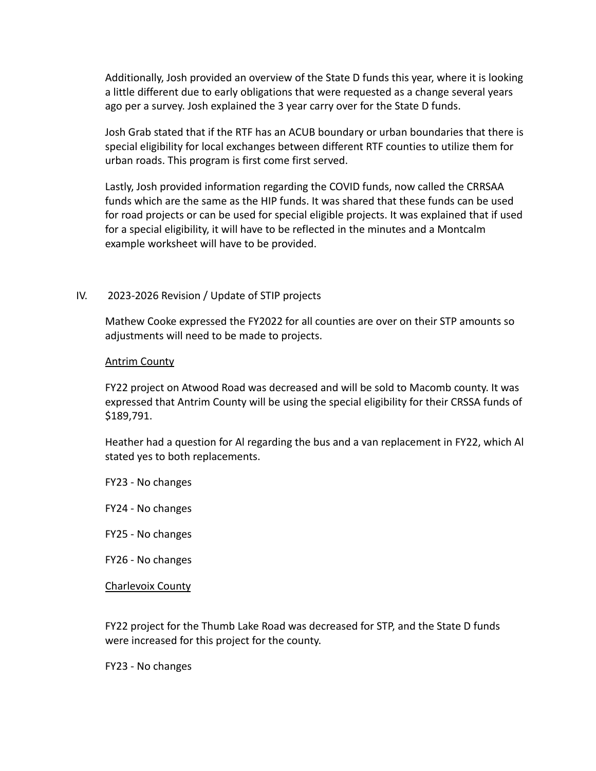Additionally, Josh provided an overview of the State D funds this year, where it is looking a little different due to early obligations that were requested as a change several years ago per a survey. Josh explained the 3 year carry over for the State D funds.

Josh Grab stated that if the RTF has an ACUB boundary or urban boundaries that there is special eligibility for local exchanges between different RTF counties to utilize them for urban roads. This program is first come first served.

Lastly, Josh provided information regarding the COVID funds, now called the CRRSAA funds which are the same as the HIP funds. It was shared that these funds can be used for road projects or can be used for special eligible projects. It was explained that if used for a special eligibility, it will have to be reflected in the minutes and a Montcalm example worksheet will have to be provided.

IV. 2023-2026 Revision / Update of STIP projects

Mathew Cooke expressed the FY2022 for all counties are over on their STP amounts so adjustments will need to be made to projects.

<u>Antrim County</u>

FY22 project on Atwood Road was decreased and will be sold to Macomb county. It was expressed that Antrim County will be using the special eligibility for their CRSSA funds of $189,791.

Heather had a question for Al regarding the bus and a van replacement in FY22, which Al stated yes to both replacements.

FY23 - No changes

FY24 - No changes

FY25 - No changes

FY26 - No changes

<u>Charlevoix County</u>

FY22 project for the Thumb Lake Road was decreased for STP, and the State D funds were increased for this project for the county.

FY23 - No changes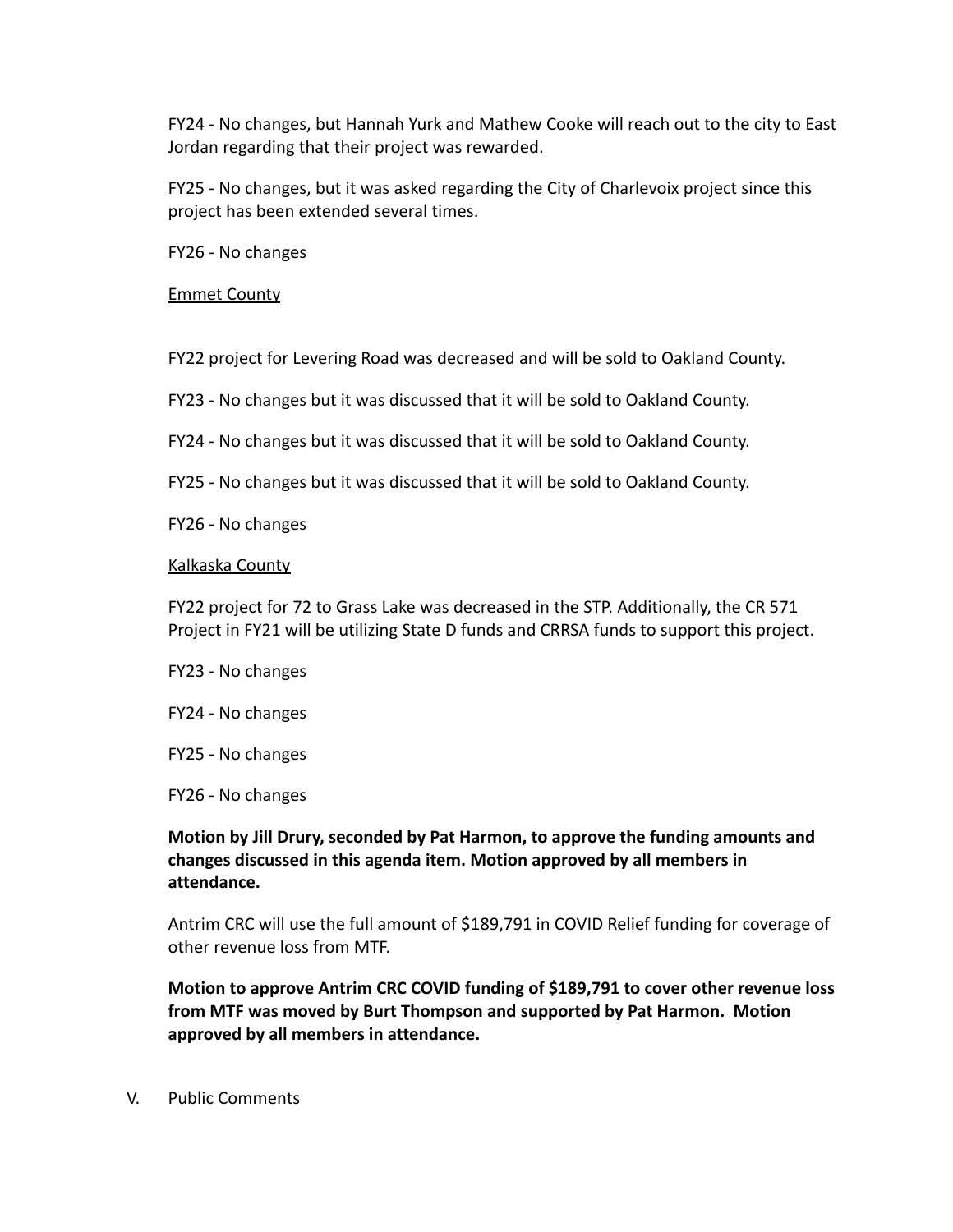FY24 - No changes, but Hannah Yurk and Mathew Cooke will reach out to the city to East Jordan regarding that their project was rewarded.

FY25 - No changes, but it was asked regarding the City of Charlevoix project since this project has been extended several times.

FY26 - No changes

Emmet County

FY22 project for Levering Road was decreased and will be sold to Oakland County.

FY23 - No changes but it was discussed that it will be sold to Oakland County.

FY24 - No changes but it was discussed that it will be sold to Oakland County.

FY25 - No changes but it was discussed that it will be sold to Oakland County.

FY26 - No changes

Kalkaska County

FY22 project for 72 to Grass Lake was decreased in the STP. Additionally, the CR 571 Project in FY21 will be utilizing State D funds and CRRSA funds to support this project.

FY23 - No changes

FY24 - No changes

FY25 - No changes

FY26 - No changes

**Motion by Jill Drury, seconded by Pat Harmon, to approve the funding amounts and changes discussed in this agenda item. Motion approved by all members in attendance.**

Antrim CRC will use the full amount of $189,791 in COVID Relief funding for coverage of other revenue loss from MTF.

**Motion to approve Antrim CRC COVID funding of $189,791 to cover other revenue loss from MTF was moved by Burt Thompson and supported by Pat Harmon. Motion approved by all members in attendance.**

V. Public Comments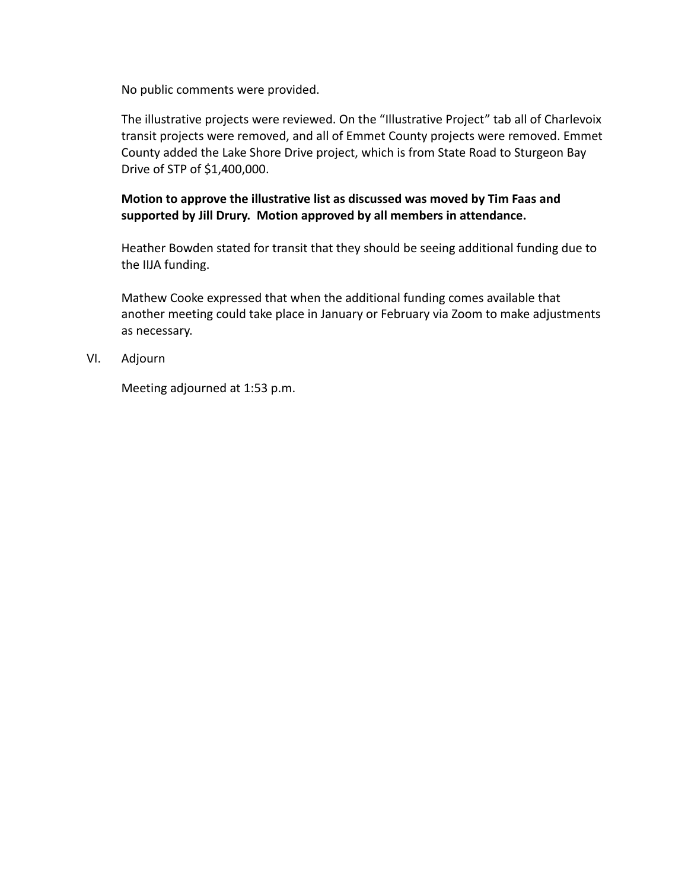No public comments were provided.

The illustrative projects were reviewed. On the "Illustrative Project" tab all of Charlevoix transit projects were removed, and all of Emmet County projects were removed. Emmet County added the Lake Shore Drive project, which is from State Road to Sturgeon Bay Drive of STP of $1,400,000.

**Motion to approve the illustrative list as discussed was moved by Tim Faas and supported by Jill Drury. Motion approved by all members in attendance.**

Heather Bowden stated for transit that they should be seeing additional funding due to the IIJA funding.

Mathew Cooke expressed that when the additional funding comes available that another meeting could take place in January or February via Zoom to make adjustments as necessary.

VI. Adjourn

Meeting adjourned at 1:53 p.m.